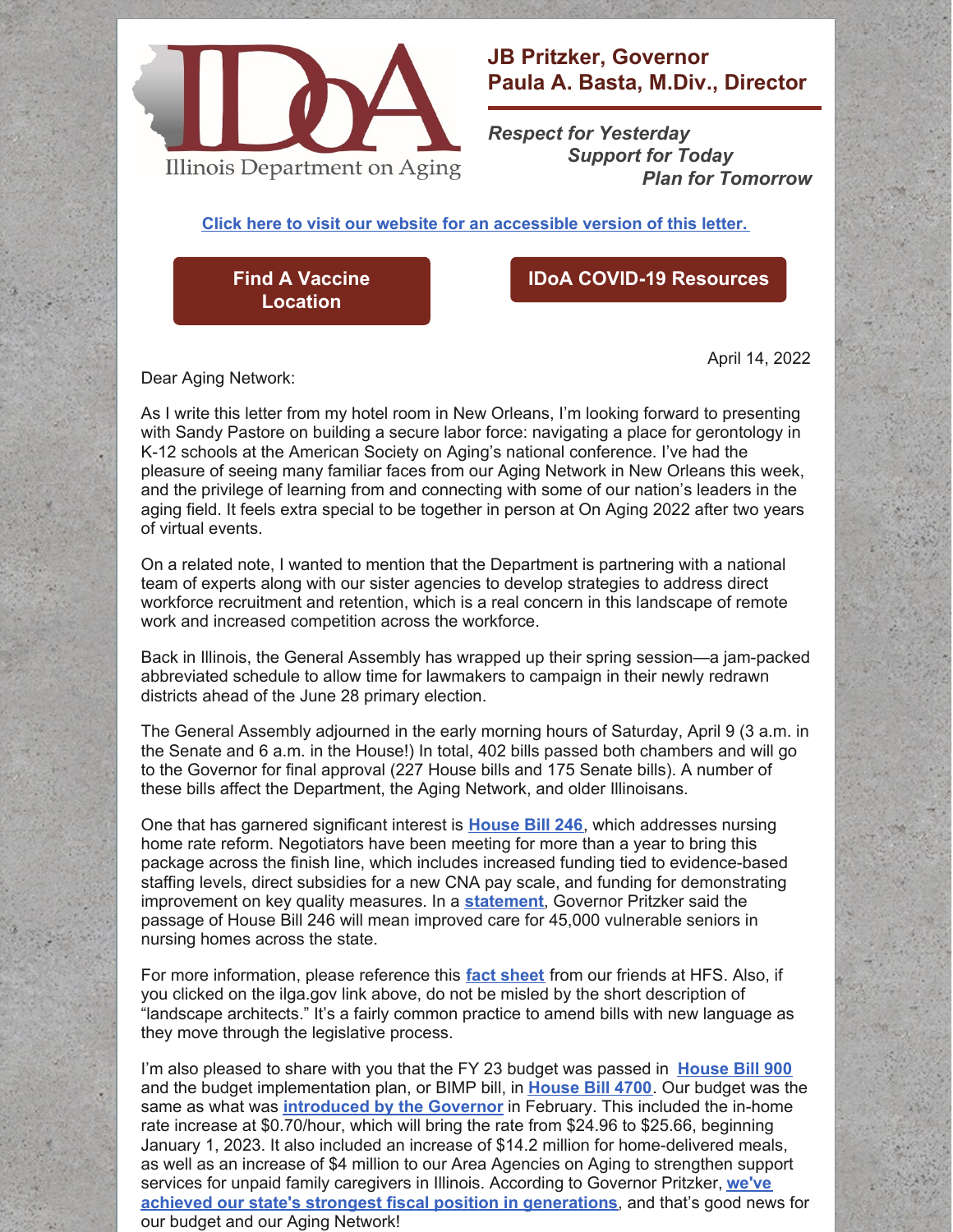**JB Pritzker, Governor**
**Paula A. Basta, M.Div., Director**

*Respect for Yesterday*
*Support for Today*
*Plan for Tomorrow*

Illinois Department on Aging

**Click here to visit our website for an accessible version of this letter.**

**Find A Vaccine Location**

**IDoA COVID-19 Resources**

April 14, 2022

Dear Aging Network:

As I write this letter from my hotel room in New Orleans, I'm looking forward to presenting with Sandy Pastore on building a secure labor force: navigating a place for gerontology in K-12 schools at the American Society on Aging's national conference. I've had the pleasure of seeing many familiar faces from our Aging Network in New Orleans this week, and the privilege of learning from and connecting with some of our nation's leaders in the aging field. It feels extra special to be together in person at On Aging 2022 after two years of virtual events.

On a related note, I wanted to mention that the Department is partnering with a national team of experts along with our sister agencies to develop strategies to address direct workforce recruitment and retention, which is a real concern in this landscape of remote work and increased competition across the workforce.

Back in Illinois, the General Assembly has wrapped up their spring session—a jam-packed abbreviated schedule to allow time for lawmakers to campaign in their newly redrawn districts ahead of the June 28 primary election.

The General Assembly adjourned in the early morning hours of Saturday, April 9 (3 a.m. in the Senate and 6 a.m. in the House!) In total, 402 bills passed both chambers and will go to the Governor for final approval (227 House bills and 175 Senate bills). A number of these bills affect the Department, the Aging Network, and older Illinoisans.

One that has garnered significant interest is **House Bill 246**, which addresses nursing home rate reform. Negotiators have been meeting for more than a year to bring this package across the finish line, which includes increased funding tied to evidence-based staffing levels, direct subsidies for a new CNA pay scale, and funding for demonstrating improvement on key quality measures. In a **statement**, Governor Pritzker said the passage of House Bill 246 will mean improved care for 45,000 vulnerable seniors in nursing homes across the state.

For more information, please reference this **fact sheet** from our friends at HFS. Also, if you clicked on the ilga.gov link above, do not be misled by the short description of "landscape architects." It's a fairly common practice to amend bills with new language as they move through the legislative process.

I'm also pleased to share with you that the FY 23 budget was passed in **House Bill 900** and the budget implementation plan, or BIMP bill, in **House Bill 4700**. Our budget was the same as what was **introduced by the Governor** in February. This included the in-home rate increase at $0.70/hour, which will bring the rate from $24.96 to $25.66, beginning January 1, 2023. It also included an increase of $14.2 million for home-delivered meals, as well as an increase of $4 million to our Area Agencies on Aging to strengthen support services for unpaid family caregivers in Illinois. According to Governor Pritzker, **we've achieved our state's strongest fiscal position in generations**, and that's good news for our budget and our Aging Network!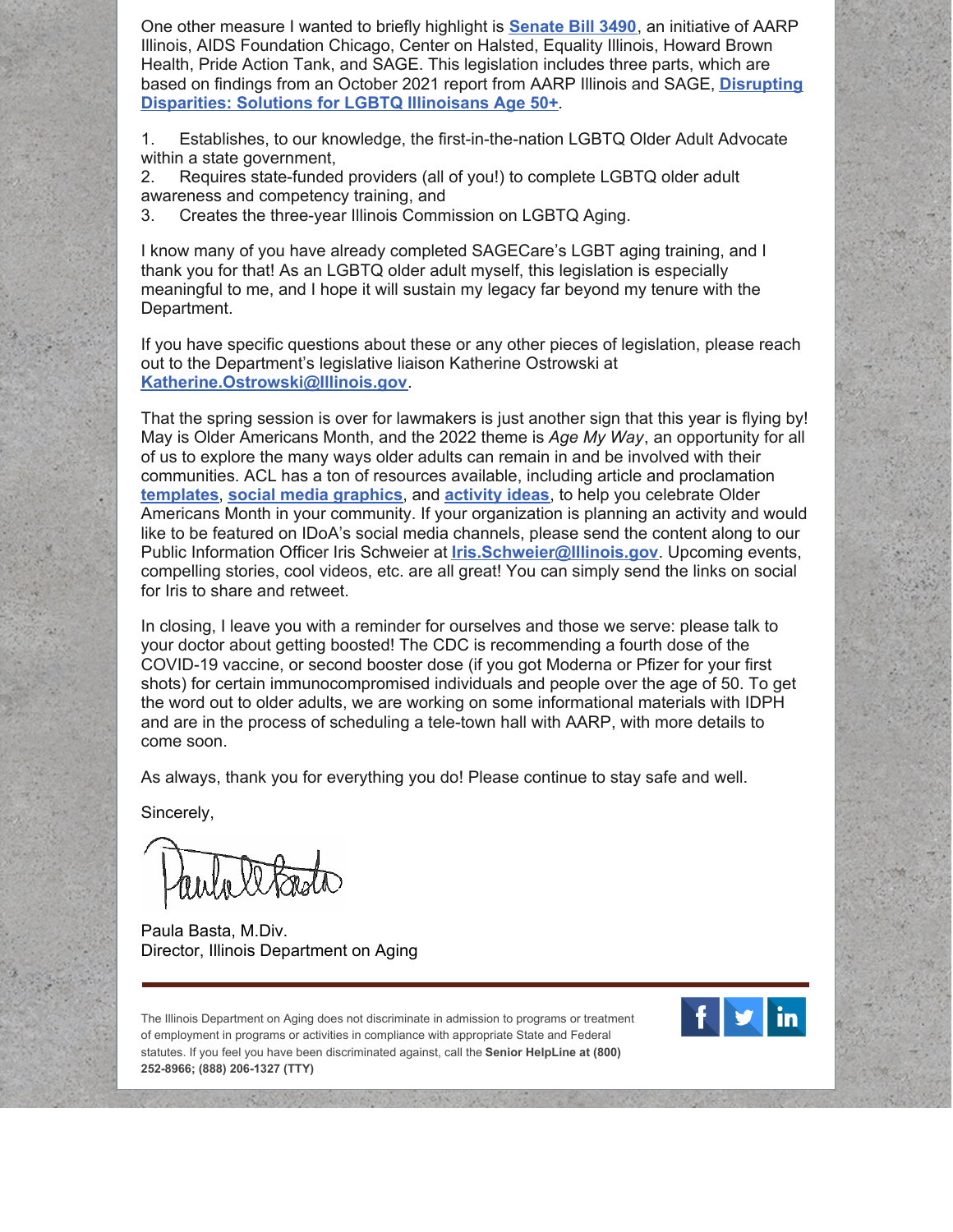One other measure I wanted to briefly highlight is **Senate Bill 3490**, an initiative of AARP Illinois, AIDS Foundation Chicago, Center on Halsted, Equality Illinois, Howard Brown Health, Pride Action Tank, and SAGE. This legislation includes three parts, which are based on findings from an October 2021 report from AARP Illinois and SAGE, **Disrupting Disparities: Solutions for LGBTQ Illinoisans Age 50+**.

1. Establishes, to our knowledge, the first-in-the-nation LGBTQ Older Adult Advocate within a state government,
2. Requires state-funded providers (all of you!) to complete LGBTQ older adult awareness and competency training, and
3. Creates the three-year Illinois Commission on LGBTQ Aging.

I know many of you have already completed SAGECare's LGBT aging training, and I thank you for that! As an LGBTQ older adult myself, this legislation is especially meaningful to me, and I hope it will sustain my legacy far beyond my tenure with the Department.

If you have specific questions about these or any other pieces of legislation, please reach out to the Department's legislative liaison Katherine Ostrowski at **Katherine.Ostrowski@Illinois.gov**.

That the spring session is over for lawmakers is just another sign that this year is flying by! May is Older Americans Month, and the 2022 theme is *Age My Way*, an opportunity for all of us to explore the many ways older adults can remain in and be involved with their communities. ACL has a ton of resources available, including article and proclamation **templates**, **social media graphics**, and **activity ideas**, to help you celebrate Older Americans Month in your community. If your organization is planning an activity and would like to be featured on IDoA's social media channels, please send the content along to our Public Information Officer Iris Schweier at **Iris.Schweier@Illinois.gov**. Upcoming events, compelling stories, cool videos, etc. are all great! You can simply send the links on social for Iris to share and retweet.

In closing, I leave you with a reminder for ourselves and those we serve: please talk to your doctor about getting boosted! The CDC is recommending a fourth dose of the COVID-19 vaccine, or second booster dose (if you got Moderna or Pfizer for your first shots) for certain immunocompromised individuals and people over the age of 50. To get the word out to older adults, we are working on some informational materials with IDPH and are in the process of scheduling a tele-town hall with AARP, with more details to come soon.

As always, thank you for everything you do! Please continue to stay safe and well.

Sincerely,

Paula Basta, M.Div.
Director, Illinois Department on Aging

The Illinois Department on Aging does not discriminate in admission to programs or treatment of employment in programs or activities in compliance with appropriate State and Federal statutes. If you feel you have been discriminated against, call the **Senior HelpLine at (800) 252-8966; (888) 206-1327 (TTY)**